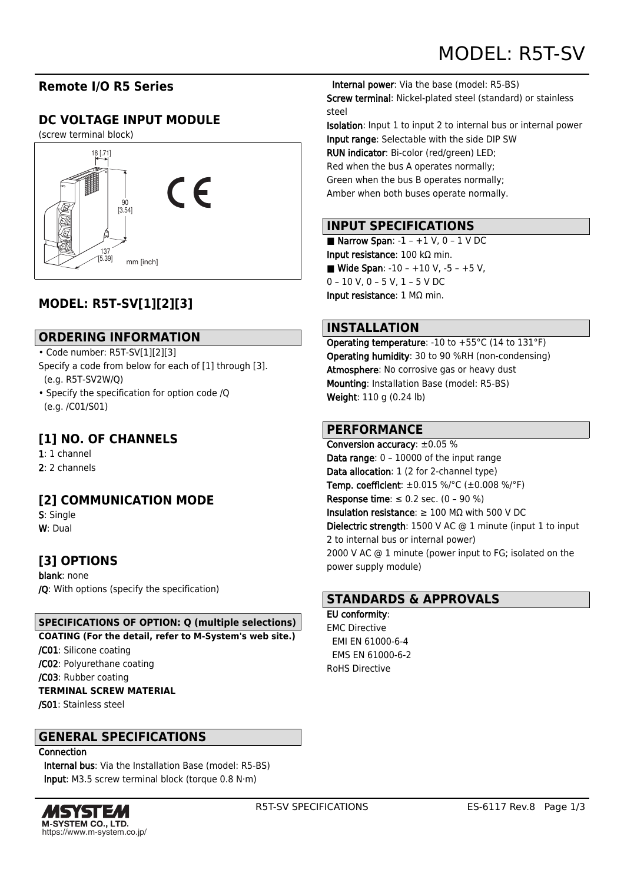# MODEL: R5T-SV

## Remote I/O R5 Series

## DC VOLTAGE INPUT MODULE

(screen terminal block)

18 [.71]

90 [3.54]

137 [5.39]

mm [inch]

## MODEL: R5T-SV[1][2][3]

## ORDERING INFORMATION

- Code number: R5T-SV[1][2][3]

Specify a code from below for each of [1] through [3]. (e.g. R5T-SV2W/Q)

- Specify the specification for option code /Q (e.g. /C01/S01)

## [1] NO. OF CHANNELS

**1**: 1 channel
**2**: 2 channels

## [2] COMMUNICATION MODE

**S**: Single
**W**: Dual

## [3] OPTIONS

**blank**: none
**/Q**: With options (specify the specification)

### SPECIFICATIONS OF OPTION: Q (multiple selections)

**COATING (For the detail, refer to M-System's web site.)**

**/C01**: Silicone coating
**/C02**: Polyurethane coating
**/C03**: Rubber coating

**TERMINAL SCREW MATERIAL**

**/S01**: Stainless steel

## GENERAL SPECIFICATIONS

**Connection**

**Internal bus**: Via the Installation Base (model: R5-BS)
**Input**: M3.5 screw terminal block (torque 0.8 N·m)
**Internal power**: Via the base (model: R5-BS)

**Screw terminal**: Nickel-plated steel (standard) or stainless steel

**Isolation**: Input 1 to input 2 to internal bus or internal power

**Input range**: Selectable with the side DIP SW

**RUN indicator**: Bi-color (red/green) LED;
Red when the bus A operates normally;
Green when the bus B operates normally;
Amber when both buses operate normally.

## INPUT SPECIFICATIONS

■ **Narrow Span**: -1 – +1 V, 0 – 1 V DC
**Input resistance**: 100 kΩ min.

■ **Wide Span**: -10 – +10 V, -5 – +5 V, 0 – 10 V, 0 – 5 V, 1 – 5 V DC
**Input resistance**: 1 MΩ min.

## INSTALLATION

**Operating temperature**: -10 to +55°C (14 to 131°F)
**Operating humidity**: 30 to 90 %RH (non-condensing)
**Atmosphere**: No corrosive gas or heavy dust
**Mounting**: Installation Base (model: R5-BS)
**Weight**: 110 g (0.24 lb)

## PERFORMANCE

**Conversion accuracy**: ±0.05 %
**Data range**: 0 – 10000 of the input range
**Data allocation**: 1 (2 for 2-channel type)
**Temp. coefficient**: ±0.015 %/°C (±0.008 %/°F)
**Response time**: ≤ 0.2 sec. (0 – 90 %)
**Insulation resistance**: ≥ 100 MΩ with 500 V DC
**Dielectric strength**: 1500 V AC @ 1 minute (input 1 to input 2 to internal bus or internal power)
2000 V AC @ 1 minute (power input to FG; isolated on the power supply module)

## STANDARDS & APPROVALS

**EU conformity**:
EMC Directive
 EMI EN 61000-6-4
 EMS EN 61000-6-2
RoHS Directive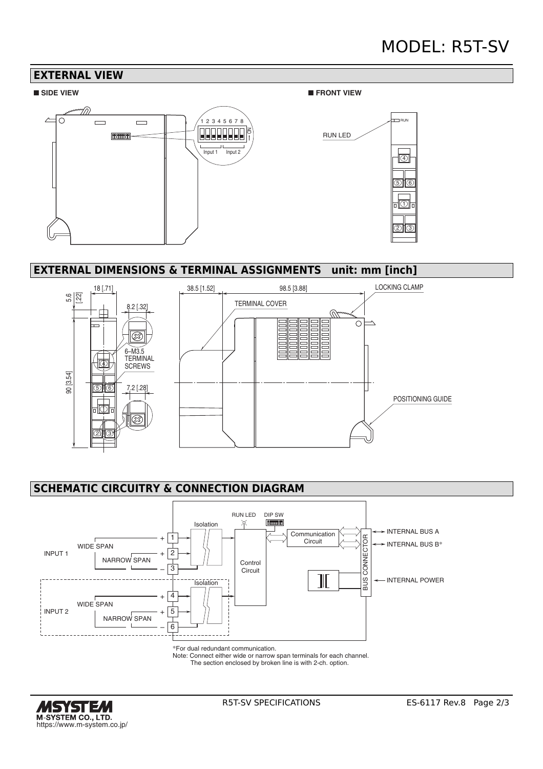# MODEL: R5T-SV

## EXTERNAL VIEW

■ **SIDE VIEW**

1 2 3 4 5 6 7 8
ON
Input 1 Input 2

■ **FRONT VIEW**

RUN LED
RUN

## EXTERNAL DIMENSIONS & TERMINAL ASSIGNMENTS unit: mm [inch]

18 [.71]
5.6 [.22]
8.2 [.32]
6–M3.5 TERMINAL SCREWS
90 [3.54]
7.2 [.28]
38.5 [1.52]
98.5 [3.88]
TERMINAL COVER
LOCKING CLAMP
POSITIONING GUIDE

## SCHEMATIC CIRCUITRY & CONNECTION DIAGRAM

INPUT 1: WIDE SPAN (+ 1), NARROW SPAN (+ 2), – 3
INPUT 2: WIDE SPAN (+ 4), NARROW SPAN (+ 5), – 6
Isolation
RUN LED
DIP SW
Control Circuit
Communication Circuit
BUS CONNECTOR
INTERNAL BUS A
INTERNAL BUS B*
INTERNAL POWER

*For dual redundant communication.
Note: Connect either wide or narrow span terminals for each channel.
The section enclosed by broken line is with 2-ch. option.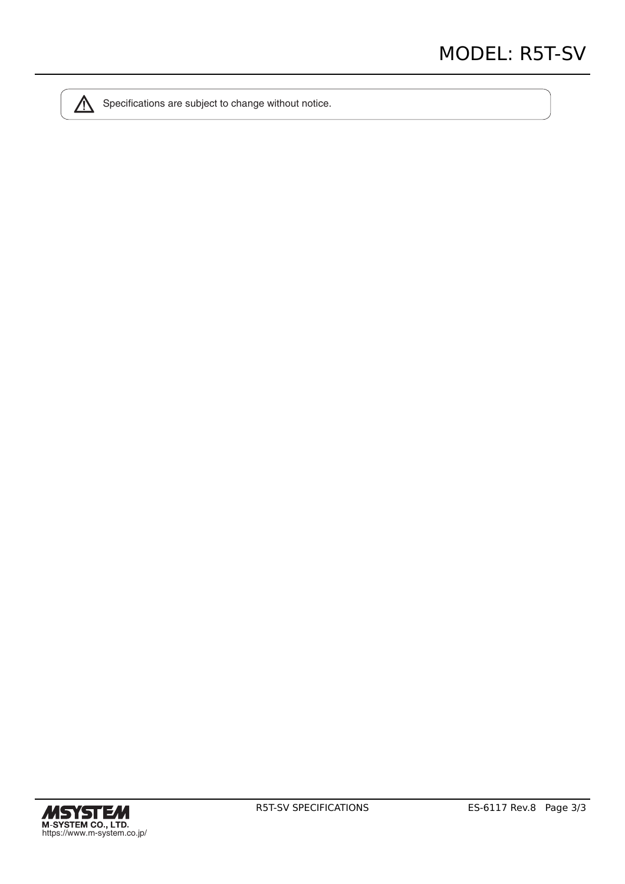⚠ Specifications are subject to change without notice.